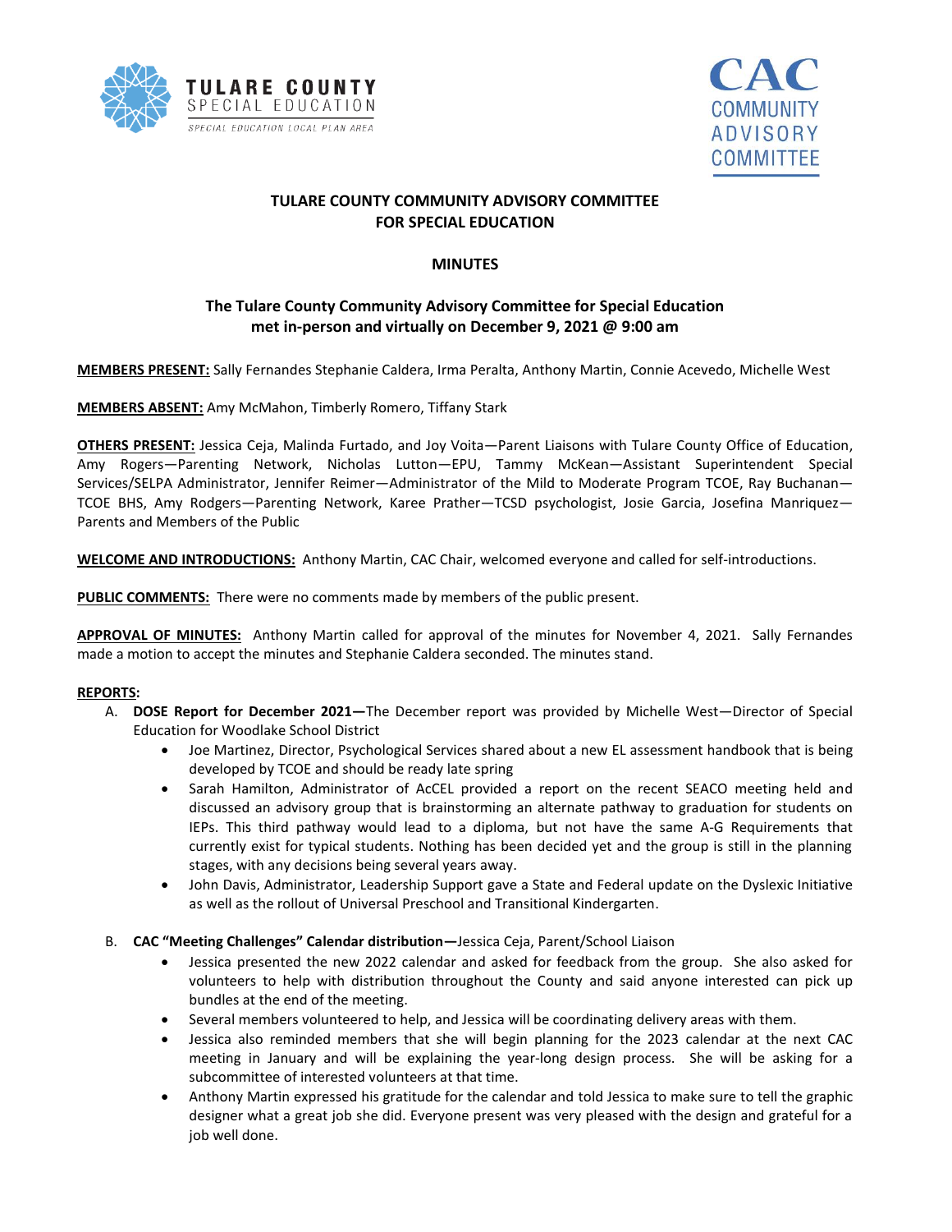TULARE COUNTY SPECIAL EDUCATION
SPECIAL EDUCATION LOCAL PLAN AREA

CAC COMMUNITY ADVISORY COMMITTEE

# TULARE COUNTY COMMUNITY ADVISORY COMMITTEE FOR SPECIAL EDUCATION

## MINUTES

### The Tulare County Community Advisory Committee for Special Education met in-person and virtually on December 9, 2021 @ 9:00 am

**MEMBERS PRESENT:** Sally Fernandes Stephanie Caldera, Irma Peralta, Anthony Martin, Connie Acevedo, Michelle West

**MEMBERS ABSENT:** Amy McMahon, Timberly Romero, Tiffany Stark

**OTHERS PRESENT:** Jessica Ceja, Malinda Furtado, and Joy Voita—Parent Liaisons with Tulare County Office of Education, Amy Rogers—Parenting Network, Nicholas Lutton—EPU, Tammy McKean—Assistant Superintendent Special Services/SELPA Administrator, Jennifer Reimer—Administrator of the Mild to Moderate Program TCOE, Ray Buchanan—TCOE BHS, Amy Rodgers—Parenting Network, Karee Prather—TCSD psychologist, Josie Garcia, Josefina Manriquez—Parents and Members of the Public

**WELCOME AND INTRODUCTIONS:** Anthony Martin, CAC Chair, welcomed everyone and called for self-introductions.

**PUBLIC COMMENTS:** There were no comments made by members of the public present.

**APPROVAL OF MINUTES:** Anthony Martin called for approval of the minutes for November 4, 2021. Sally Fernandes made a motion to accept the minutes and Stephanie Caldera seconded. The minutes stand.

**REPORTS:**

A. **DOSE Report for December 2021—**The December report was provided by Michelle West—Director of Special Education for Woodlake School District
   - Joe Martinez, Director, Psychological Services shared about a new EL assessment handbook that is being developed by TCOE and should be ready late spring
   - Sarah Hamilton, Administrator of AcCEL provided a report on the recent SEACO meeting held and discussed an advisory group that is brainstorming an alternate pathway to graduation for students on IEPs. This third pathway would lead to a diploma, but not have the same A-G Requirements that currently exist for typical students. Nothing has been decided yet and the group is still in the planning stages, with any decisions being several years away.
   - John Davis, Administrator, Leadership Support gave a State and Federal update on the Dyslexic Initiative as well as the rollout of Universal Preschool and Transitional Kindergarten.

B. **CAC "Meeting Challenges" Calendar distribution—**Jessica Ceja, Parent/School Liaison
   - Jessica presented the new 2022 calendar and asked for feedback from the group. She also asked for volunteers to help with distribution throughout the County and said anyone interested can pick up bundles at the end of the meeting.
   - Several members volunteered to help, and Jessica will be coordinating delivery areas with them.
   - Jessica also reminded members that she will begin planning for the 2023 calendar at the next CAC meeting in January and will be explaining the year-long design process. She will be asking for a subcommittee of interested volunteers at that time.
   - Anthony Martin expressed his gratitude for the calendar and told Jessica to make sure to tell the graphic designer what a great job she did. Everyone present was very pleased with the design and grateful for a job well done.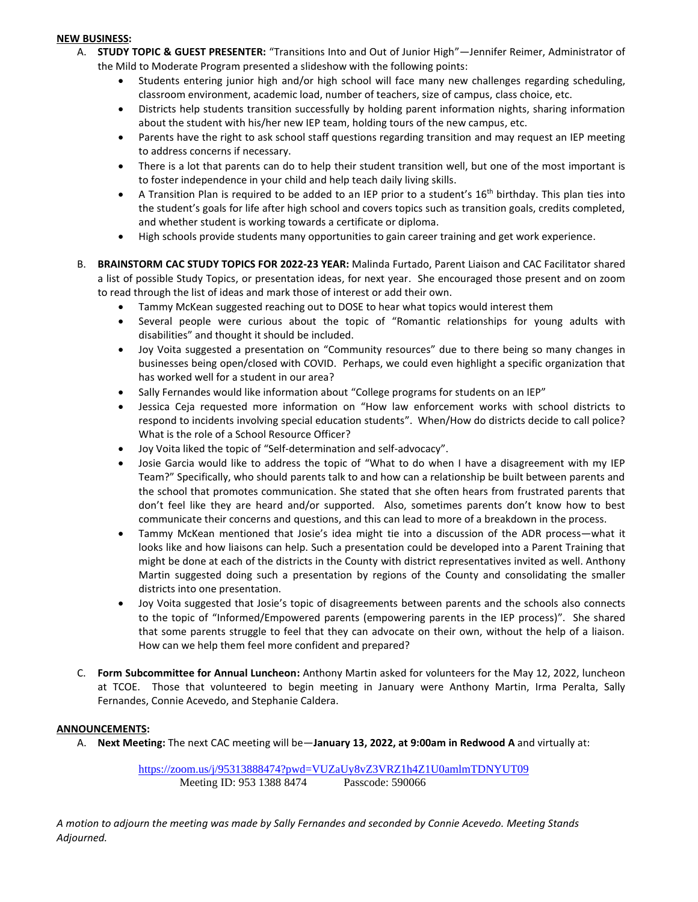**NEW BUSINESS:**

A. **STUDY TOPIC & GUEST PRESENTER:** "Transitions Into and Out of Junior High"—Jennifer Reimer, Administrator of the Mild to Moderate Program presented a slideshow with the following points:
   - Students entering junior high and/or high school will face many new challenges regarding scheduling, classroom environment, academic load, number of teachers, size of campus, class choice, etc.
   - Districts help students transition successfully by holding parent information nights, sharing information about the student with his/her new IEP team, holding tours of the new campus, etc.
   - Parents have the right to ask school staff questions regarding transition and may request an IEP meeting to address concerns if necessary.
   - There is a lot that parents can do to help their student transition well, but one of the most important is to foster independence in your child and help teach daily living skills.
   - A Transition Plan is required to be added to an IEP prior to a student's 16th birthday. This plan ties into the student's goals for life after high school and covers topics such as transition goals, credits completed, and whether student is working towards a certificate or diploma.
   - High schools provide students many opportunities to gain career training and get work experience.

B. **BRAINSTORM CAC STUDY TOPICS FOR 2022-23 YEAR:** Malinda Furtado, Parent Liaison and CAC Facilitator shared a list of possible Study Topics, or presentation ideas, for next year. She encouraged those present and on zoom to read through the list of ideas and mark those of interest or add their own.
   - Tammy McKean suggested reaching out to DOSE to hear what topics would interest them
   - Several people were curious about the topic of "Romantic relationships for young adults with disabilities" and thought it should be included.
   - Joy Voita suggested a presentation on "Community resources" due to there being so many changes in businesses being open/closed with COVID. Perhaps, we could even highlight a specific organization that has worked well for a student in our area?
   - Sally Fernandes would like information about "College programs for students on an IEP"
   - Jessica Ceja requested more information on "How law enforcement works with school districts to respond to incidents involving special education students". When/How do districts decide to call police? What is the role of a School Resource Officer?
   - Joy Voita liked the topic of "Self-determination and self-advocacy".
   - Josie Garcia would like to address the topic of "What to do when I have a disagreement with my IEP Team?" Specifically, who should parents talk to and how can a relationship be built between parents and the school that promotes communication. She stated that she often hears from frustrated parents that don't feel like they are heard and/or supported. Also, sometimes parents don't know how to best communicate their concerns and questions, and this can lead to more of a breakdown in the process.
   - Tammy McKean mentioned that Josie's idea might tie into a discussion of the ADR process—what it looks like and how liaisons can help. Such a presentation could be developed into a Parent Training that might be done at each of the districts in the County with district representatives invited as well. Anthony Martin suggested doing such a presentation by regions of the County and consolidating the smaller districts into one presentation.
   - Joy Voita suggested that Josie's topic of disagreements between parents and the schools also connects to the topic of "Informed/Empowered parents (empowering parents in the IEP process)". She shared that some parents struggle to feel that they can advocate on their own, without the help of a liaison. How can we help them feel more confident and prepared?

C. **Form Subcommittee for Annual Luncheon:** Anthony Martin asked for volunteers for the May 12, 2022, luncheon at TCOE. Those that volunteered to begin meeting in January were Anthony Martin, Irma Peralta, Sally Fernandes, Connie Acevedo, and Stephanie Caldera.

**ANNOUNCEMENTS:**

A. **Next Meeting:** The next CAC meeting will be—**January 13, 2022, at 9:00am in Redwood A** and virtually at:

https://zoom.us/j/95313888474?pwd=VUZaUy8vZ3VRZ1h4Z1U0amlmTDNYUT09
Meeting ID: 953 1388 8474 Passcode: 590066

*A motion to adjourn the meeting was made by Sally Fernandes and seconded by Connie Acevedo. Meeting Stands Adjourned.*